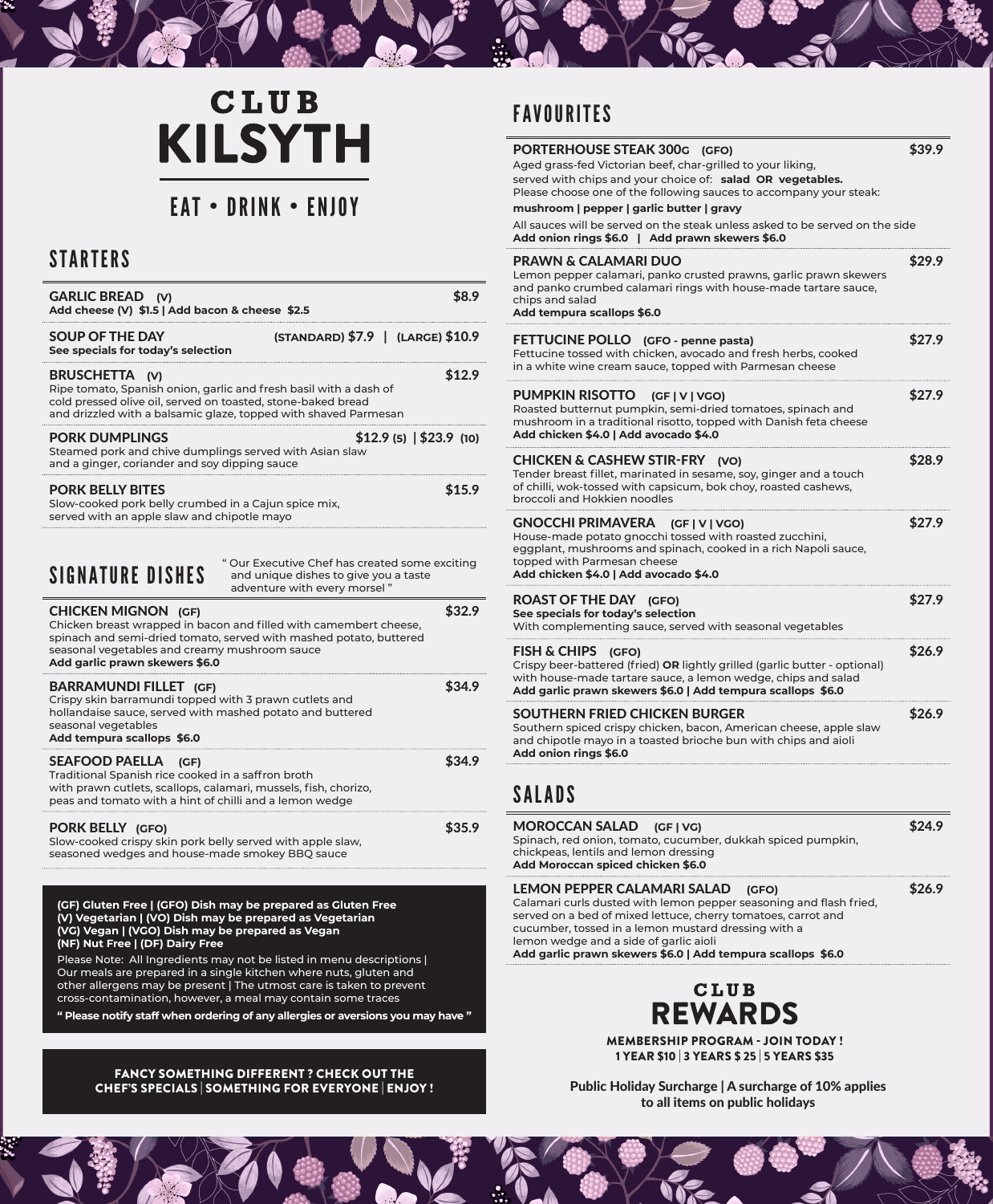# CLUB KILSYTH

## EAT • DRINK • ENJOY

## STARTERS

**GARLIC BREAD (V)** — $8.9
**Add cheese (V) $1.5 | Add bacon & cheese $2.5**

**SOUP OF THE DAY** — (STANDARD) $7.9 | (LARGE) $10.9
**See specials for today's selection**

**BRUSCHETTA (V)** — $12.9
Ripe tomato, Spanish onion, garlic and fresh basil with a dash of cold pressed olive oil, served on toasted, stone-baked bread and drizzled with a balsamic glaze, topped with shaved Parmesan

**PORK DUMPLINGS** — $12.9 (5) | $23.9 (10)
Steamed pork and chive dumplings served with Asian slaw and a ginger, coriander and soy dipping sauce

**PORK BELLY BITES** — $15.9
Slow-cooked pork belly crumbed in a Cajun spice mix, served with an apple slaw and chipotle mayo

## SIGNATURE DISHES

" Our Executive Chef has created some exciting and unique dishes to give you a taste adventure with every morsel "

**CHICKEN MIGNON (GF)** — $32.9
Chicken breast wrapped in bacon and filled with camembert cheese, spinach and semi-dried tomato, served with mashed potato, buttered seasonal vegetables and creamy mushroom sauce
**Add garlic prawn skewers $6.0**

**BARRAMUNDI FILLET (GF)** — $34.9
Crispy skin barramundi topped with 3 prawn cutlets and hollandaise sauce, served with mashed potato and buttered seasonal vegetables
**Add tempura scallops $6.0**

**SEAFOOD PAELLA (GF)** — $34.9
Traditional Spanish rice cooked in a saffron broth with prawn cutlets, scallops, calamari, mussels, fish, chorizo, peas and tomato with a hint of chilli and a lemon wedge

**PORK BELLY (GFO)** — $35.9
Slow-cooked crispy skin pork belly served with apple slaw, seasoned wedges and house-made smokey BBQ sauce

**(GF) Gluten Free | (GFO) Dish may be prepared as Gluten Free**
**(V) Vegetarian | (VO) Dish may be prepared as Vegetarian**
**(VG) Vegan | (VGO) Dish may be prepared as Vegan**
**(NF) Nut Free | (DF) Dairy Free**

Please Note: All Ingredients may not be listed in menu descriptions | Our meals are prepared in a single kitchen where nuts, gluten and other allergens may be present | The utmost care is taken to prevent cross-contamination, however, a meal may contain some traces

**" Please notify staff when ordering of any allergies or aversions you may have "**

**FANCY SOMETHING DIFFERENT ? CHECK OUT THE CHEF'S SPECIALS | SOMETHING FOR EVERYONE | ENJOY !**

## FAVOURITES

**PORTERHOUSE STEAK 300G (GFO)** — $39.9
Aged grass-fed Victorian beef, char-grilled to your liking, served with chips and your choice of: **salad OR vegetables.**
Please choose one of the following sauces to accompany your steak:
**mushroom | pepper | garlic butter | gravy**
All sauces will be served on the steak unless asked to be served on the side
**Add onion rings $6.0 | Add prawn skewers $6.0**

**PRAWN & CALAMARI DUO** — $29.9
Lemon pepper calamari, panko crusted prawns, garlic prawn skewers and panko crumbed calamari rings with house-made tartare sauce, chips and salad
**Add tempura scallops $6.0**

**FETTUCINE POLLO (GFO - penne pasta)** — $27.9
Fettucine tossed with chicken, avocado and fresh herbs, cooked in a white wine cream sauce, topped with Parmesan cheese

**PUMPKIN RISOTTO (GF | V | VGO)** — $27.9
Roasted butternut pumpkin, semi-dried tomatoes, spinach and mushroom in a traditional risotto, topped with Danish feta cheese
**Add chicken $4.0 | Add avocado $4.0**

**CHICKEN & CASHEW STIR-FRY (VO)** — $28.9
Tender breast fillet, marinated in sesame, soy, ginger and a touch of chilli, wok-tossed with capsicum, bok choy, roasted cashews, broccoli and Hokkien noodles

**GNOCCHI PRIMAVERA (GF | V | VGO)** — $27.9
House-made potato gnocchi tossed with roasted zucchini, eggplant, mushrooms and spinach, cooked in a rich Napoli sauce, topped with Parmesan cheese
**Add chicken $4.0 | Add avocado $4.0**

**ROAST OF THE DAY (GFO)** — $27.9
**See specials for today's selection**
With complementing sauce, served with seasonal vegetables

**FISH & CHIPS (GFO)** — $26.9
Crispy beer-battered (fried) **OR** lightly grilled (garlic butter - optional) with house-made tartare sauce, a lemon wedge, chips and salad
**Add garlic prawn skewers $6.0 | Add tempura scallops $6.0**

**SOUTHERN FRIED CHICKEN BURGER** — $26.9
Southern spiced crispy chicken, bacon, American cheese, apple slaw and chipotle mayo in a toasted brioche bun with chips and aioli
**Add onion rings $6.0**

## SALADS

**MOROCCAN SALAD (GF | VG)** — $24.9
Spinach, red onion, tomato, cucumber, dukkah spiced pumpkin, chickpeas, lentils and lemon dressing
**Add Moroccan spiced chicken $6.0**

**LEMON PEPPER CALAMARI SALAD (GFO)** — $26.9
Calamari curls dusted with lemon pepper seasoning and flash fried, served on a bed of mixed lettuce, cherry tomatoes, carrot and cucumber, tossed in a lemon mustard dressing with a lemon wedge and a side of garlic aioli
**Add garlic prawn skewers $6.0 | Add tempura scallops $6.0**

## CLUB REWARDS

**MEMBERSHIP PROGRAM - JOIN TODAY !**
**1 YEAR $10 | 3 YEARS $ 25 | 5 YEARS $35**

**Public Holiday Surcharge | A surcharge of 10% applies to all items on public holidays**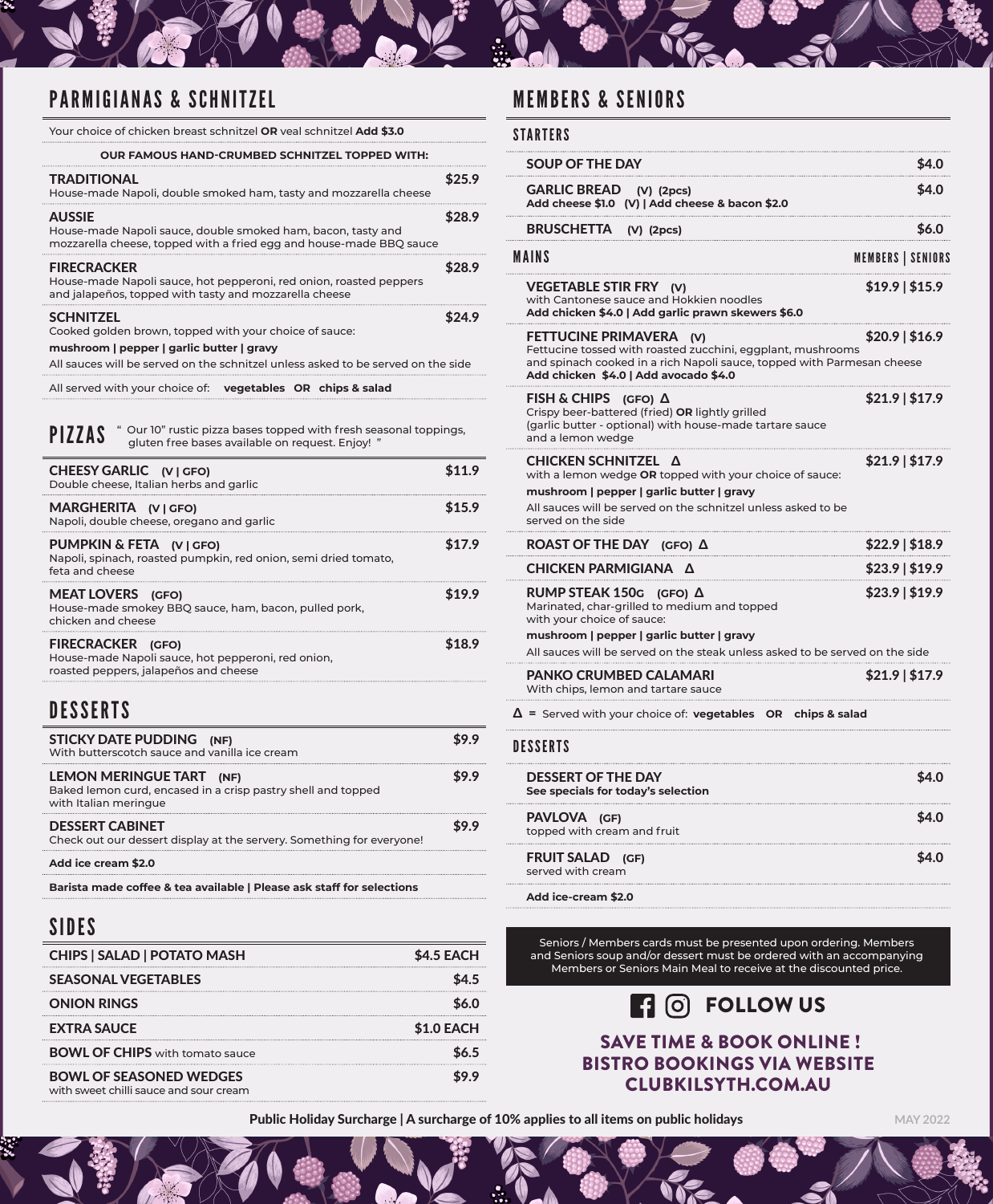## PARMIGIANAS & SCHNITZEL

Your choice of chicken breast schnitzel **OR** veal schnitzel **Add $3.0**

**OUR FAMOUS HAND-CRUMBED SCHNITZEL TOPPED WITH:**

**TRADITIONAL** — $25.9
House-made Napoli, double smoked ham, tasty and mozzarella cheese

**AUSSIE** — $28.9
House-made Napoli sauce, double smoked ham, bacon, tasty and mozzarella cheese, topped with a fried egg and house-made BBQ sauce

**FIRECRACKER** — $28.9
House-made Napoli sauce, hot pepperoni, red onion, roasted peppers and jalapeños, topped with tasty and mozzarella cheese

**SCHNITZEL** — $24.9
Cooked golden brown, topped with your choice of sauce:
**mushroom | pepper | garlic butter | gravy**
All sauces will be served on the schnitzel unless asked to be served on the side

All served with your choice of: **vegetables OR chips & salad**

## PIZZAS

" Our 10" rustic pizza bases topped with fresh seasonal toppings, gluten free bases available on request. Enjoy! "

**CHEESY GARLIC (V | GFO)** — $11.9
Double cheese, Italian herbs and garlic

**MARGHERITA (V | GFO)** — $15.9
Napoli, double cheese, oregano and garlic

**PUMPKIN & FETA (V | GFO)** — $17.9
Napoli, spinach, roasted pumpkin, red onion, semi dried tomato, feta and cheese

**MEAT LOVERS (GFO)** — $19.9
House-made smokey BBQ sauce, ham, bacon, pulled pork, chicken and cheese

**FIRECRACKER (GFO)** — $18.9
House-made Napoli sauce, hot pepperoni, red onion, roasted peppers, jalapeños and cheese

## DESSERTS

**STICKY DATE PUDDING (NF)** — $9.9
With butterscotch sauce and vanilla ice cream

**LEMON MERINGUE TART (NF)** — $9.9
Baked lemon curd, encased in a crisp pastry shell and topped with Italian meringue

**DESSERT CABINET** — $9.9
Check out our dessert display at the servery. Something for everyone!

**Add ice cream $2.0**

**Barista made coffee & tea available | Please ask staff for selections**

## SIDES

| | |
|---|---|
| **CHIPS \| SALAD \| POTATO MASH** | $4.5 EACH |
| **SEASONAL VEGETABLES** | $4.5 |
| **ONION RINGS** | $6.0 |
| **EXTRA SAUCE** | $1.0 EACH |
| **BOWL OF CHIPS** with tomato sauce | $6.5 |
| **BOWL OF SEASONED WEDGES** with sweet chilli sauce and sour cream | $9.9 |

## MEMBERS & SENIORS

### STARTERS

**SOUP OF THE DAY** — $4.0

**GARLIC BREAD (V) (2pcs)** — $4.0
**Add cheese $1.0 (V) | Add cheese & bacon $2.0**

**BRUSCHETTA (V) (2pcs)** — $6.0

### MAINS

| | MEMBERS \| SENIORS |
|---|---|
| **VEGETABLE STIR FRY (V)** with Cantonese sauce and Hokkien noodles **Add chicken $4.0 \| Add garlic prawn skewers $6.0** | $19.9 \| $15.9 |
| **FETTUCINE PRIMAVERA (V)** Fettucine tossed with roasted zucchini, eggplant, mushrooms and spinach cooked in a rich Napoli sauce, topped with Parmesan cheese **Add chicken $4.0 \| Add avocado $4.0** | $20.9 \| $16.9 |
| **FISH & CHIPS (GFO) Δ** Crispy beer-battered (fried) **OR** lightly grilled (garlic butter - optional) with house-made tartare sauce and a lemon wedge | $21.9 \| $17.9 |
| **CHICKEN SCHNITZEL Δ** with a lemon wedge **OR** topped with your choice of sauce: **mushroom \| pepper \| garlic butter \| gravy** All sauces will be served on the schnitzel unless asked to be served on the side | $21.9 \| $17.9 |
| **ROAST OF THE DAY (GFO) Δ** | $22.9 \| $18.9 |
| **CHICKEN PARMIGIANA Δ** | $23.9 \| $19.9 |
| **RUMP STEAK 150G (GFO) Δ** Marinated, char-grilled to medium and topped with your choice of sauce: **mushroom \| pepper \| garlic butter \| gravy** All sauces will be served on the steak unless asked to be served on the side | $23.9 \| $19.9 |
| **PANKO CRUMBED CALAMARI** With chips, lemon and tartare sauce | $21.9 \| $17.9 |

**Δ** = Served with your choice of: **vegetables OR chips & salad**

### DESSERTS

**DESSERT OF THE DAY** — $4.0
**See specials for today's selection**

**PAVLOVA (GF)** — $4.0
topped with cream and fruit

**FRUIT SALAD (GF)** — $4.0
served with cream

**Add ice-cream $2.0**

Seniors / Members cards must be presented upon ordering. Members and Seniors soup and/or dessert must be ordered with an accompanying Members or Seniors Main Meal to receive at the discounted price.

**FOLLOW US**

**SAVE TIME & BOOK ONLINE !**
**BISTRO BOOKINGS VIA WEBSITE**
**CLUBKILSYTH.COM.AU**

**Public Holiday Surcharge | A surcharge of 10% applies to all items on public holidays**

MAY 2022